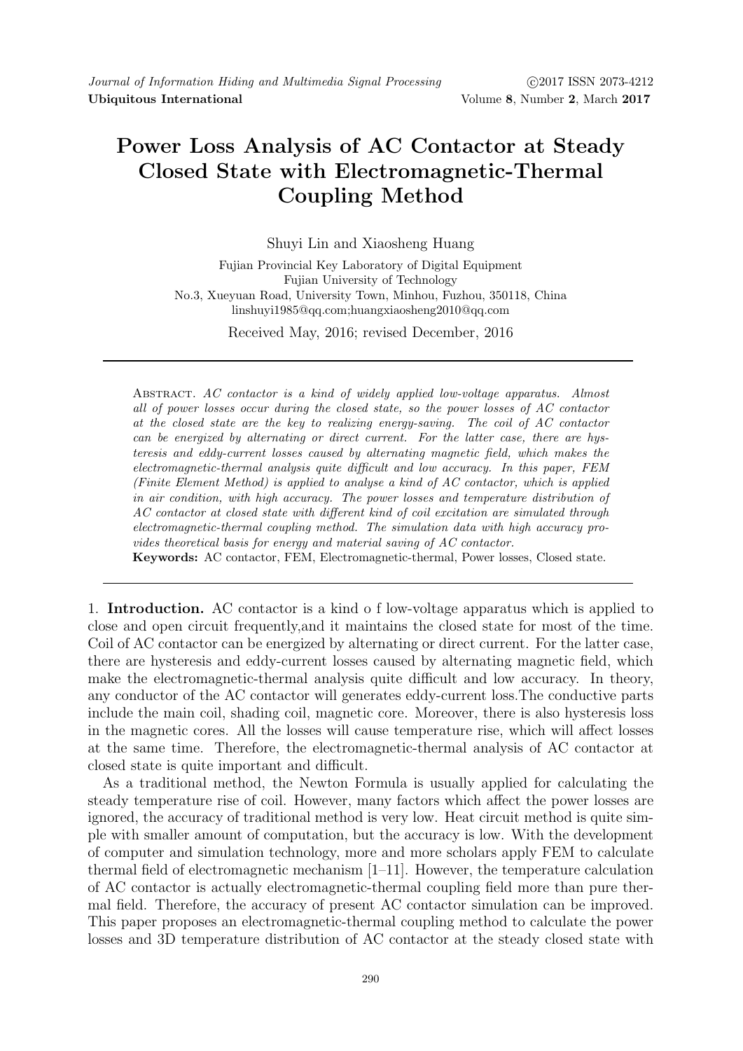# Power Loss Analysis of AC Contactor at Steady Closed State with Electromagnetic-Thermal Coupling Method

Shuyi Lin and Xiaosheng Huang

Fujian Provincial Key Laboratory of Digital Equipment
Fujian University of Technology
No.3, Xueyuan Road, University Town, Minhou, Fuzhou, 350118, China
linshuyi1985@qq.com;huangxiaosheng2010@qq.com

Received May, 2016; revised December, 2016

Abstract. *AC contactor is a kind of widely applied low-voltage apparatus. Almost all of power losses occur during the closed state, so the power losses of AC contactor at the closed state are the key to realizing energy-saving. The coil of AC contactor can be energized by alternating or direct current. For the latter case, there are hysteresis and eddy-current losses caused by alternating magnetic field, which makes the electromagnetic-thermal analysis quite difficult and low accuracy. In this paper, FEM (Finite Element Method) is applied to analyse a kind of AC contactor, which is applied in air condition, with high accuracy. The power losses and temperature distribution of AC contactor at closed state with different kind of coil excitation are simulated through electromagnetic-thermal coupling method. The simulation data with high accuracy provides theoretical basis for energy and material saving of AC contactor.*

**Keywords:** AC contactor, FEM, Electromagnetic-thermal, Power losses, Closed state.

1. **Introduction.** AC contactor is a kind o f low-voltage apparatus which is applied to close and open circuit frequently,and it maintains the closed state for most of the time. Coil of AC contactor can be energized by alternating or direct current. For the latter case, there are hysteresis and eddy-current losses caused by alternating magnetic field, which make the electromagnetic-thermal analysis quite difficult and low accuracy. In theory, any conductor of the AC contactor will generates eddy-current loss.The conductive parts include the main coil, shading coil, magnetic core. Moreover, there is also hysteresis loss in the magnetic cores. All the losses will cause temperature rise, which will affect losses at the same time. Therefore, the electromagnetic-thermal analysis of AC contactor at closed state is quite important and difficult.

As a traditional method, the Newton Formula is usually applied for calculating the steady temperature rise of coil. However, many factors which affect the power losses are ignored, the accuracy of traditional method is very low. Heat circuit method is quite simple with smaller amount of computation, but the accuracy is low. With the development of computer and simulation technology, more and more scholars apply FEM to calculate thermal field of electromagnetic mechanism [1–11]. However, the temperature calculation of AC contactor is actually electromagnetic-thermal coupling field more than pure thermal field. Therefore, the accuracy of present AC contactor simulation can be improved. This paper proposes an electromagnetic-thermal coupling method to calculate the power losses and 3D temperature distribution of AC contactor at the steady closed state with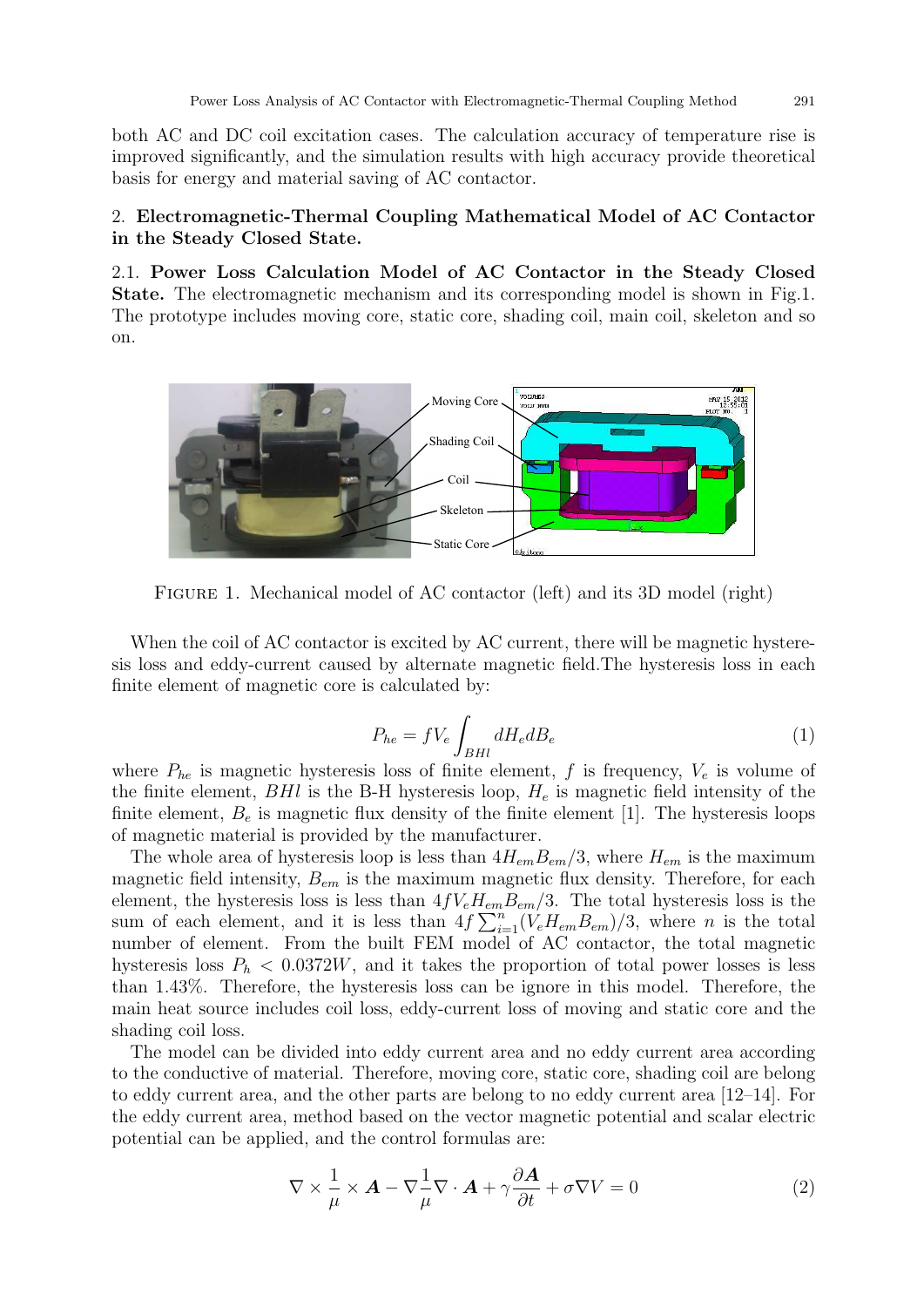both AC and DC coil excitation cases. The calculation accuracy of temperature rise is improved significantly, and the simulation results with high accuracy provide theoretical basis for energy and material saving of AC contactor.

## 2. Electromagnetic-Thermal Coupling Mathematical Model of AC Contactor in the Steady Closed State.

### 2.1. Power Loss Calculation Model of AC Contactor in the Steady Closed State.

The electromagnetic mechanism and its corresponding model is shown in Fig.1. The prototype includes moving core, static core, shading coil, main coil, skeleton and so on.

Figure 1. Mechanical model of AC contactor (left) and its 3D model (right)

When the coil of AC contactor is excited by AC current, there will be magnetic hysteresis loss and eddy-current caused by alternate magnetic field.The hysteresis loss in each finite element of magnetic core is calculated by:

$$P_{he} = fV_e \int_{BHl} dH_e dB_e \tag{1}$$

where $P_{he}$ is magnetic hysteresis loss of finite element, $f$ is frequency, $V_e$ is volume of the finite element, $BHl$ is the B-H hysteresis loop, $H_e$ is magnetic field intensity of the finite element, $B_e$ is magnetic flux density of the finite element [1]. The hysteresis loops of magnetic material is provided by the manufacturer.

The whole area of hysteresis loop is less than $4H_{em}B_{em}/3$, where $H_{em}$ is the maximum magnetic field intensity, $B_{em}$ is the maximum magnetic flux density. Therefore, for each element, the hysteresis loss is less than $4fV_eH_{em}B_{em}/3$. The total hysteresis loss is the sum of each element, and it is less than $4f\sum_{i=1}^{n}(V_eH_{em}B_{em})/3$, where $n$ is the total number of element. From the built FEM model of AC contactor, the total magnetic hysteresis loss $P_h < 0.0372W$, and it takes the proportion of total power losses is less than 1.43%. Therefore, the hysteresis loss can be ignore in this model. Therefore, the main heat source includes coil loss, eddy-current loss of moving and static core and the shading coil loss.

The model can be divided into eddy current area and no eddy current area according to the conductive of material. Therefore, moving core, static core, shading coil are belong to eddy current area, and the other parts are belong to no eddy current area [12–14]. For the eddy current area, method based on the vector magnetic potential and scalar electric potential can be applied, and the control formulas are:

$$\nabla \times \frac{1}{\mu} \times \boldsymbol{A} - \nabla \frac{1}{\mu} \nabla \cdot \boldsymbol{A} + \gamma \frac{\partial \boldsymbol{A}}{\partial t} + \sigma \nabla V = 0 \tag{2}$$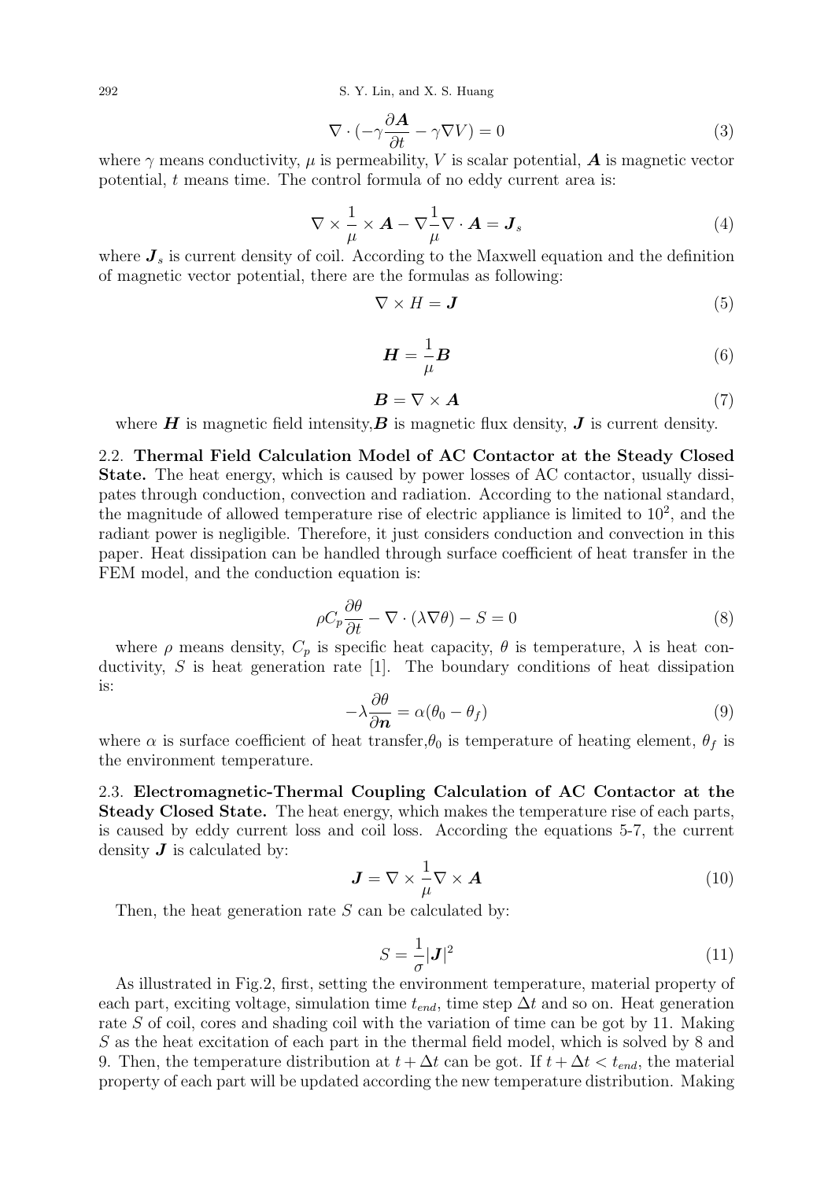$$\nabla \cdot (-\gamma \frac{\partial \boldsymbol{A}}{\partial t} - \gamma \nabla V) = 0 \tag{3}$$

where $\gamma$ means conductivity, $\mu$ is permeability, $V$ is scalar potential, $\boldsymbol{A}$ is magnetic vector potential, $t$ means time. The control formula of no eddy current area is:

$$\nabla \times \frac{1}{\mu} \times \boldsymbol{A} - \nabla \frac{1}{\mu} \nabla \cdot \boldsymbol{A} = \boldsymbol{J}_s \tag{4}$$

where $\boldsymbol{J}_s$ is current density of coil. According to the Maxwell equation and the definition of magnetic vector potential, there are the formulas as following:

$$\nabla \times H = \boldsymbol{J} \tag{5}$$

$$\boldsymbol{H} = \frac{1}{\mu} \boldsymbol{B} \tag{6}$$

$$\boldsymbol{B} = \nabla \times \boldsymbol{A} \tag{7}$$

where $\boldsymbol{H}$ is magnetic field intensity, $\boldsymbol{B}$ is magnetic flux density, $\boldsymbol{J}$ is current density.

2.2. **Thermal Field Calculation Model of AC Contactor at the Steady Closed State.** The heat energy, which is caused by power losses of AC contactor, usually dissipates through conduction, convection and radiation. According to the national standard, the magnitude of allowed temperature rise of electric appliance is limited to $10^2$, and the radiant power is negligible. Therefore, it just considers conduction and convection in this paper. Heat dissipation can be handled through surface coefficient of heat transfer in the FEM model, and the conduction equation is:

$$\rho C_p \frac{\partial \theta}{\partial t} - \nabla \cdot (\lambda \nabla \theta) - S = 0 \tag{8}$$

where $\rho$ means density, $C_p$ is specific heat capacity, $\theta$ is temperature, $\lambda$ is heat conductivity, $S$ is heat generation rate [1]. The boundary conditions of heat dissipation is:

$$-\lambda \frac{\partial \theta}{\partial \boldsymbol{n}} = \alpha(\theta_0 - \theta_f) \tag{9}$$

where $\alpha$ is surface coefficient of heat transfer, $\theta_0$ is temperature of heating element, $\theta_f$ is the environment temperature.

2.3. **Electromagnetic-Thermal Coupling Calculation of AC Contactor at the Steady Closed State.** The heat energy, which makes the temperature rise of each parts, is caused by eddy current loss and coil loss. According the equations 5-7, the current density $\boldsymbol{J}$ is calculated by:

$$\boldsymbol{J} = \nabla \times \frac{1}{\mu} \nabla \times \boldsymbol{A} \tag{10}$$

Then, the heat generation rate $S$ can be calculated by:

$$S = \frac{1}{\sigma} |\boldsymbol{J}|^2 \tag{11}$$

As illustrated in Fig.2, first, setting the environment temperature, material property of each part, exciting voltage, simulation time $t_{end}$, time step $\Delta t$ and so on. Heat generation rate $S$ of coil, cores and shading coil with the variation of time can be got by 11. Making $S$ as the heat excitation of each part in the thermal field model, which is solved by 8 and 9. Then, the temperature distribution at $t + \Delta t$ can be got. If $t + \Delta t < t_{end}$, the material property of each part will be updated according the new temperature distribution. Making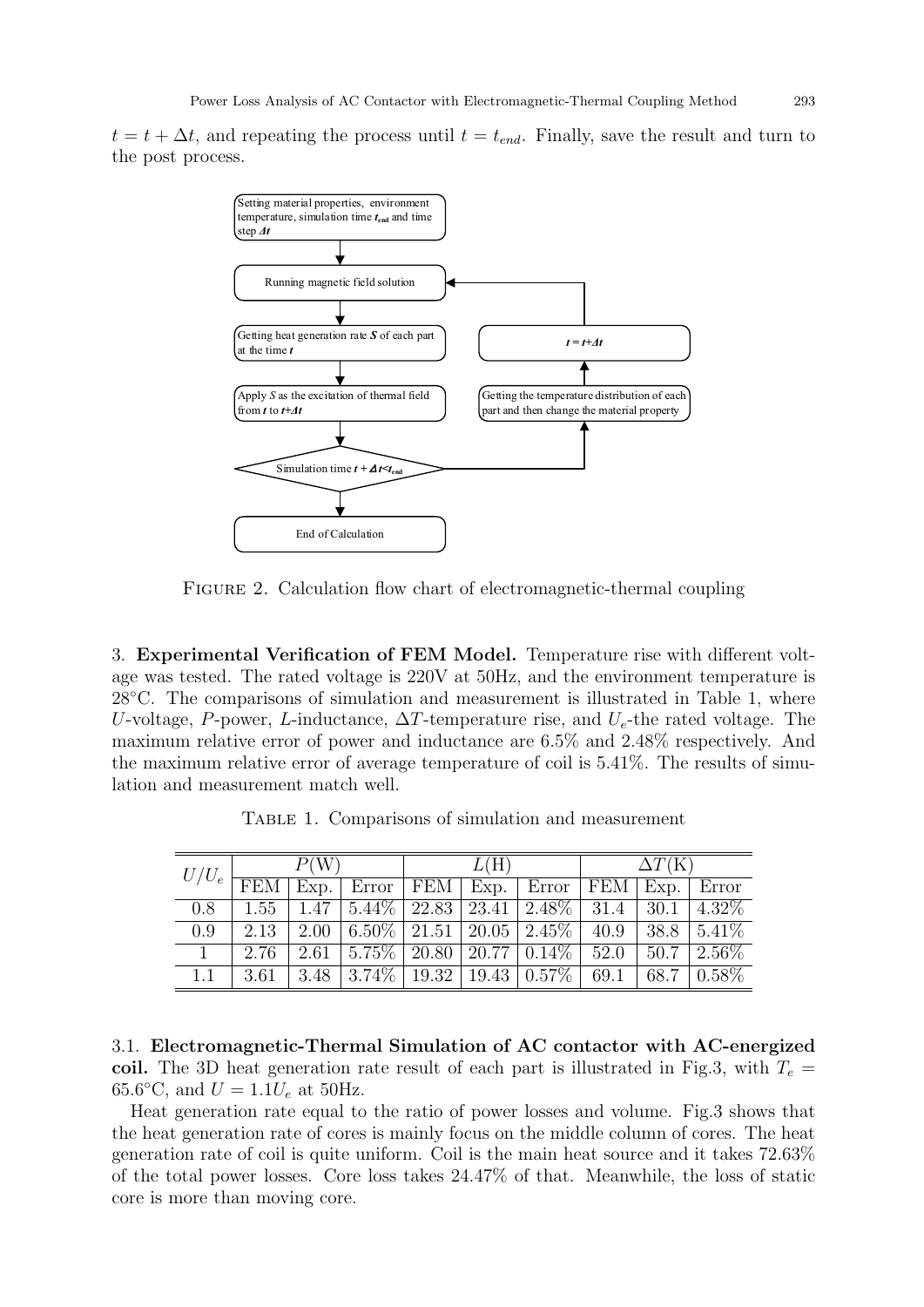$t = t + \Delta t$, and repeating the process until $t = t_{end}$. Finally, save the result and turn to the post process.

FIGURE 2. Calculation flow chart of electromagnetic-thermal coupling

3. **Experimental Verification of FEM Model.** Temperature rise with different voltage was tested. The rated voltage is 220V at 50Hz, and the environment temperature is 28°C. The comparisons of simulation and measurement is illustrated in Table 1, where $U$-voltage, $P$-power, $L$-inductance, $\Delta T$-temperature rise, and $U_e$-the rated voltage. The maximum relative error of power and inductance are 6.5% and 2.48% respectively. And the maximum relative error of average temperature of coil is 5.41%. The results of simulation and measurement match well.

TABLE 1. Comparisons of simulation and measurement

| $U/U_e$ | $P$(W) | | | $L$(H) | | | $\Delta T$(K) | | |
|---|---|---|---|---|---|---|---|---|---|
| | FEM | Exp. | Error | FEM | Exp. | Error | FEM | Exp. | Error |
| 0.8 | 1.55 | 1.47 | 5.44% | 22.83 | 23.41 | 2.48% | 31.4 | 30.1 | 4.32% |
| 0.9 | 2.13 | 2.00 | 6.50% | 21.51 | 20.05 | 2.45% | 40.9 | 38.8 | 5.41% |
| 1 | 2.76 | 2.61 | 5.75% | 20.80 | 20.77 | 0.14% | 52.0 | 50.7 | 2.56% |
| 1.1 | 3.61 | 3.48 | 3.74% | 19.32 | 19.43 | 0.57% | 69.1 | 68.7 | 0.58% |

3.1. **Electromagnetic-Thermal Simulation of AC contactor with AC-energized coil.** The 3D heat generation rate result of each part is illustrated in Fig.3, with $T_e$ = 65.6°C, and $U = 1.1U_e$ at 50Hz.

Heat generation rate equal to the ratio of power losses and volume. Fig.3 shows that the heat generation rate of cores is mainly focus on the middle column of cores. The heat generation rate of coil is quite uniform. Coil is the main heat source and it takes 72.63% of the total power losses. Core loss takes 24.47% of that. Meanwhile, the loss of static core is more than moving core.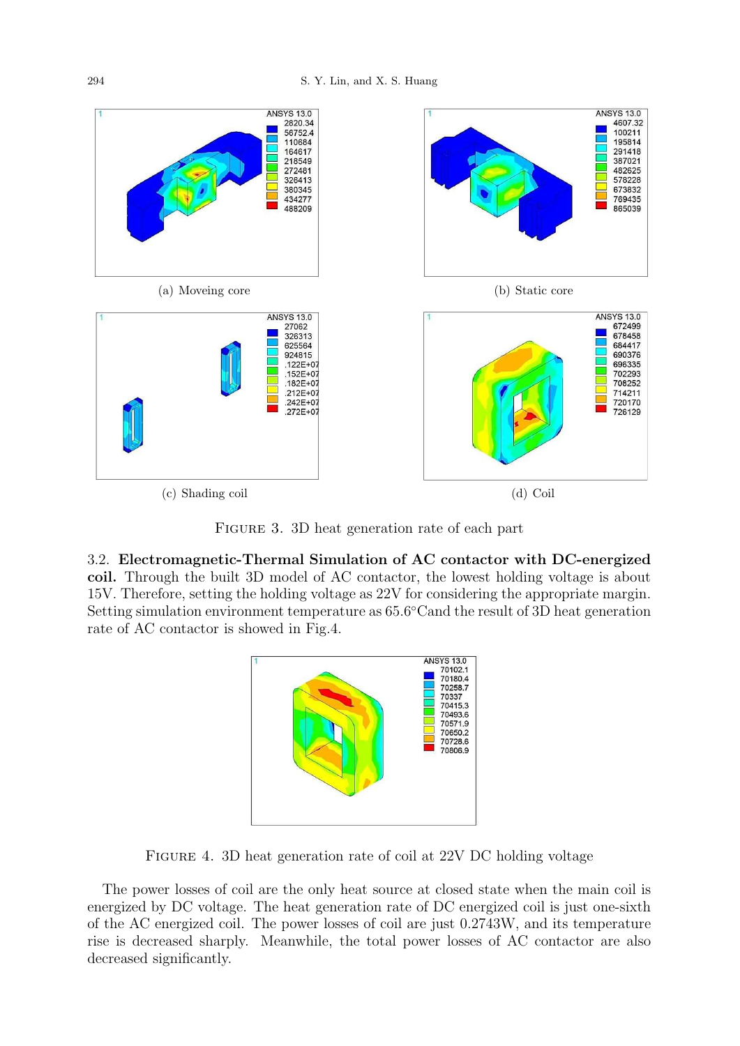(a) Moveing core

(b) Static core

(c) Shading coil

(d) Coil

FIGURE 3. 3D heat generation rate of each part

**3.2. Electromagnetic-Thermal Simulation of AC contactor with DC-energized coil.** Through the built 3D model of AC contactor, the lowest holding voltage is about 15V. Therefore, setting the holding voltage as 22V for considering the appropriate margin. Setting simulation environment temperature as 65.6°Cand the result of 3D heat generation rate of AC contactor is showed in Fig.4.

FIGURE 4. 3D heat generation rate of coil at 22V DC holding voltage

The power losses of coil are the only heat source at closed state when the main coil is energized by DC voltage. The heat generation rate of DC energized coil is just one-sixth of the AC energized coil. The power losses of coil are just 0.2743W, and its temperature rise is decreased sharply. Meanwhile, the total power losses of AC contactor are also decreased significantly.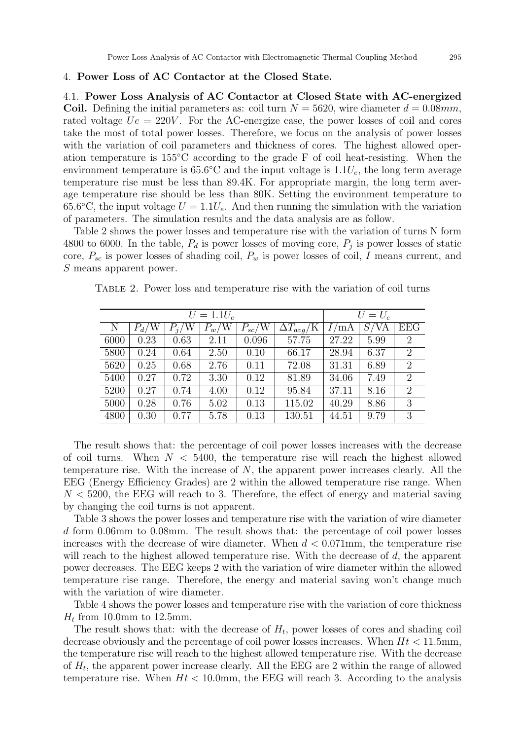4. **Power Loss of AC Contactor at the Closed State.**

4.1. **Power Loss Analysis of AC Contactor at Closed State with AC-energized Coil.** Defining the initial parameters as: coil turn $N = 5620$, wire diameter $d = 0.08mm$, rated voltage $Ue = 220V$. For the AC-energize case, the power losses of coil and cores take the most of total power losses. Therefore, we focus on the analysis of power losses with the variation of coil parameters and thickness of cores. The highest allowed operation temperature is 155°C according to the grade F of coil heat-resisting. When the environment temperature is 65.6°C and the input voltage is $1.1U_e$, the long term average temperature rise must be less than 89.4K. For appropriate margin, the long term average temperature rise should be less than 80K. Setting the environment temperature to 65.6°C, the input voltage $U = 1.1U_e$. And then running the simulation with the variation of parameters. The simulation results and the data analysis are as follow.

Table 2 shows the power losses and temperature rise with the variation of turns N form 4800 to 6000. In the table, $P_d$ is power losses of moving core, $P_j$ is power losses of static core, $P_{sc}$ is power losses of shading coil, $P_w$ is power losses of coil, $I$ means current, and $S$ means apparent power.

Table 2. Power loss and temperature rise with the variation of coil turns

| $U = 1.1U_e$ | | | | | | $U = U_e$ | | |
|---|---|---|---|---|---|---|---|---|
| N | $P_d$/W | $P_j$/W | $P_w$/W | $P_{sc}$/W | $\Delta T_{avg}$/K | $I$/mA | $S$/VA | EEG |
| 6000 | 0.23 | 0.63 | 2.11 | 0.096 | 57.75 | 27.22 | 5.99 | 2 |
| 5800 | 0.24 | 0.64 | 2.50 | 0.10 | 66.17 | 28.94 | 6.37 | 2 |
| 5620 | 0.25 | 0.68 | 2.76 | 0.11 | 72.08 | 31.31 | 6.89 | 2 |
| 5400 | 0.27 | 0.72 | 3.30 | 0.12 | 81.89 | 34.06 | 7.49 | 2 |
| 5200 | 0.27 | 0.74 | 4.00 | 0.12 | 95.84 | 37.11 | 8.16 | 2 |
| 5000 | 0.28 | 0.76 | 5.02 | 0.13 | 115.02 | 40.29 | 8.86 | 3 |
| 4800 | 0.30 | 0.77 | 5.78 | 0.13 | 130.51 | 44.51 | 9.79 | 3 |

The result shows that: the percentage of coil power losses increases with the decrease of coil turns. When $N < 5400$, the temperature rise will reach the highest allowed temperature rise. With the increase of $N$, the apparent power increases clearly. All the EEG (Energy Efficiency Grades) are 2 within the allowed temperature rise range. When $N < 5200$, the EEG will reach to 3. Therefore, the effect of energy and material saving by changing the coil turns is not apparent.

Table 3 shows the power losses and temperature rise with the variation of wire diameter $d$ form 0.06mm to 0.08mm. The result shows that: the percentage of coil power losses increases with the decrease of wire diameter. When $d < 0.071$mm, the temperature rise will reach to the highest allowed temperature rise. With the decrease of $d$, the apparent power decreases. The EEG keeps 2 with the variation of wire diameter within the allowed temperature rise range. Therefore, the energy and material saving won't change much with the variation of wire diameter.

Table 4 shows the power losses and temperature rise with the variation of core thickness $H_t$ from 10.0mm to 12.5mm.

The result shows that: with the decrease of $H_t$, power losses of cores and shading coil decrease obviously and the percentage of coil power losses increases. When $Ht < 11.5$mm, the temperature rise will reach to the highest allowed temperature rise. With the decrease of $H_t$, the apparent power increase clearly. All the EEG are 2 within the range of allowed temperature rise. When $Ht < 10.0$mm, the EEG will reach 3. According to the analysis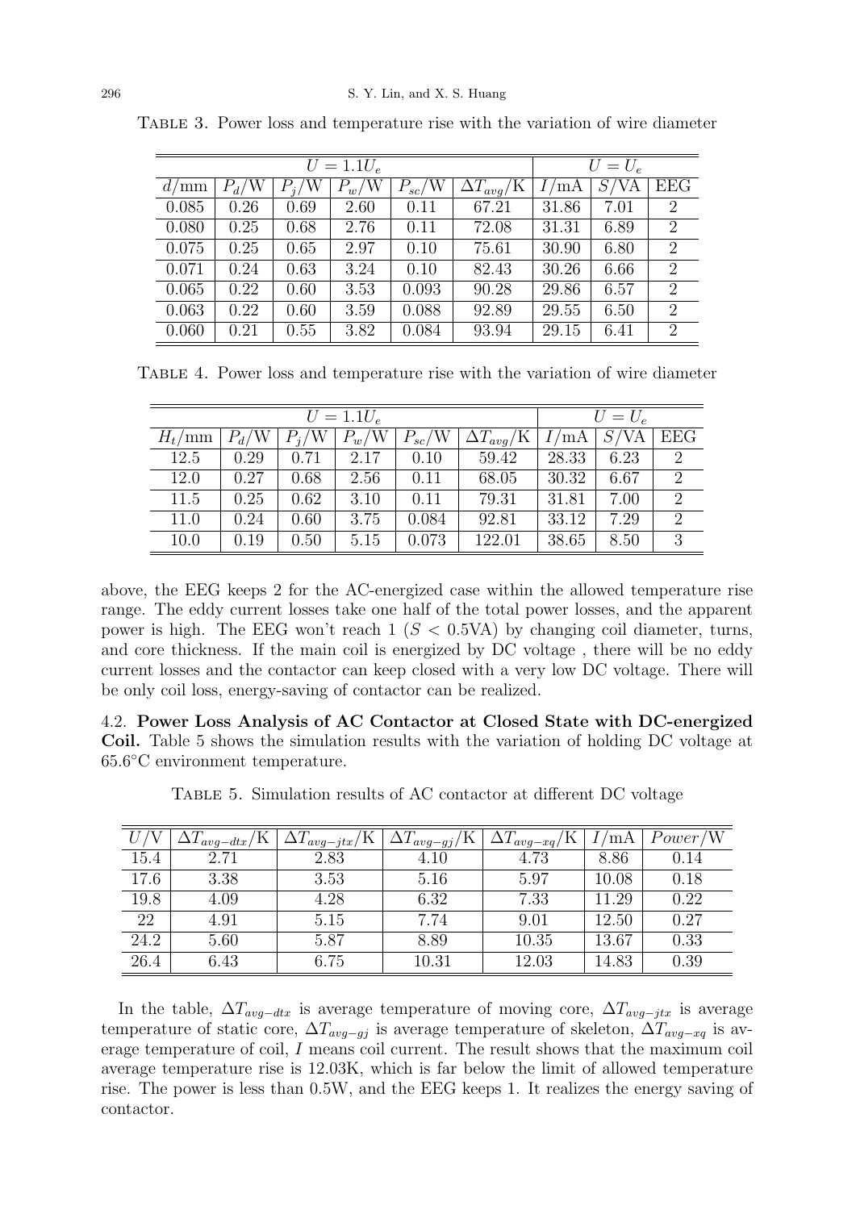Table 3. Power loss and temperature rise with the variation of wire diameter

| $U = 1.1U_e$ | | | | | | $U = U_e$ | | |
|---|---|---|---|---|---|---|---|---|
| $d$/mm | $P_d$/W | $P_j$/W | $P_w$/W | $P_{sc}$/W | $\Delta T_{avg}$/K | $I$/mA | $S$/VA | EEG |
| 0.085 | 0.26 | 0.69 | 2.60 | 0.11 | 67.21 | 31.86 | 7.01 | 2 |
| 0.080 | 0.25 | 0.68 | 2.76 | 0.11 | 72.08 | 31.31 | 6.89 | 2 |
| 0.075 | 0.25 | 0.65 | 2.97 | 0.10 | 75.61 | 30.90 | 6.80 | 2 |
| 0.071 | 0.24 | 0.63 | 3.24 | 0.10 | 82.43 | 30.26 | 6.66 | 2 |
| 0.065 | 0.22 | 0.60 | 3.53 | 0.093 | 90.28 | 29.86 | 6.57 | 2 |
| 0.063 | 0.22 | 0.60 | 3.59 | 0.088 | 92.89 | 29.55 | 6.50 | 2 |
| 0.060 | 0.21 | 0.55 | 3.82 | 0.084 | 93.94 | 29.15 | 6.41 | 2 |

Table 4. Power loss and temperature rise with the variation of wire diameter

| $U = 1.1U_e$ | | | | | | $U = U_e$ | | |
|---|---|---|---|---|---|---|---|---|
| $H_t$/mm | $P_d$/W | $P_j$/W | $P_w$/W | $P_{sc}$/W | $\Delta T_{avg}$/K | $I$/mA | $S$/VA | EEG |
| 12.5 | 0.29 | 0.71 | 2.17 | 0.10 | 59.42 | 28.33 | 6.23 | 2 |
| 12.0 | 0.27 | 0.68 | 2.56 | 0.11 | 68.05 | 30.32 | 6.67 | 2 |
| 11.5 | 0.25 | 0.62 | 3.10 | 0.11 | 79.31 | 31.81 | 7.00 | 2 |
| 11.0 | 0.24 | 0.60 | 3.75 | 0.084 | 92.81 | 33.12 | 7.29 | 2 |
| 10.0 | 0.19 | 0.50 | 5.15 | 0.073 | 122.01 | 38.65 | 8.50 | 3 |

above, the EEG keeps 2 for the AC-energized case within the allowed temperature rise range. The eddy current losses take one half of the total power losses, and the apparent power is high. The EEG won't reach 1 ($S < 0.5$VA) by changing coil diameter, turns, and core thickness. If the main coil is energized by DC voltage , there will be no eddy current losses and the contactor can keep closed with a very low DC voltage. There will be only coil loss, energy-saving of contactor can be realized.

**4.2. Power Loss Analysis of AC Contactor at Closed State with DC-energized Coil.** Table 5 shows the simulation results with the variation of holding DC voltage at 65.6°C environment temperature.

Table 5. Simulation results of AC contactor at different DC voltage

| $U$/V | $\Delta T_{avg-dtx}$/K | $\Delta T_{avg-jtx}$/K | $\Delta T_{avg-gj}$/K | $\Delta T_{avg-xq}$/K | $I$/mA | $Power$/W |
|---|---|---|---|---|---|---|
| 15.4 | 2.71 | 2.83 | 4.10 | 4.73 | 8.86 | 0.14 |
| 17.6 | 3.38 | 3.53 | 5.16 | 5.97 | 10.08 | 0.18 |
| 19.8 | 4.09 | 4.28 | 6.32 | 7.33 | 11.29 | 0.22 |
| 22 | 4.91 | 5.15 | 7.74 | 9.01 | 12.50 | 0.27 |
| 24.2 | 5.60 | 5.87 | 8.89 | 10.35 | 13.67 | 0.33 |
| 26.4 | 6.43 | 6.75 | 10.31 | 12.03 | 14.83 | 0.39 |

In the table, $\Delta T_{avg-dtx}$ is average temperature of moving core, $\Delta T_{avg-jtx}$ is average temperature of static core, $\Delta T_{avg-gj}$ is average temperature of skeleton, $\Delta T_{avg-xq}$ is average temperature of coil, $I$ means coil current. The result shows that the maximum coil average temperature rise is 12.03K, which is far below the limit of allowed temperature rise. The power is less than 0.5W, and the EEG keeps 1. It realizes the energy saving of contactor.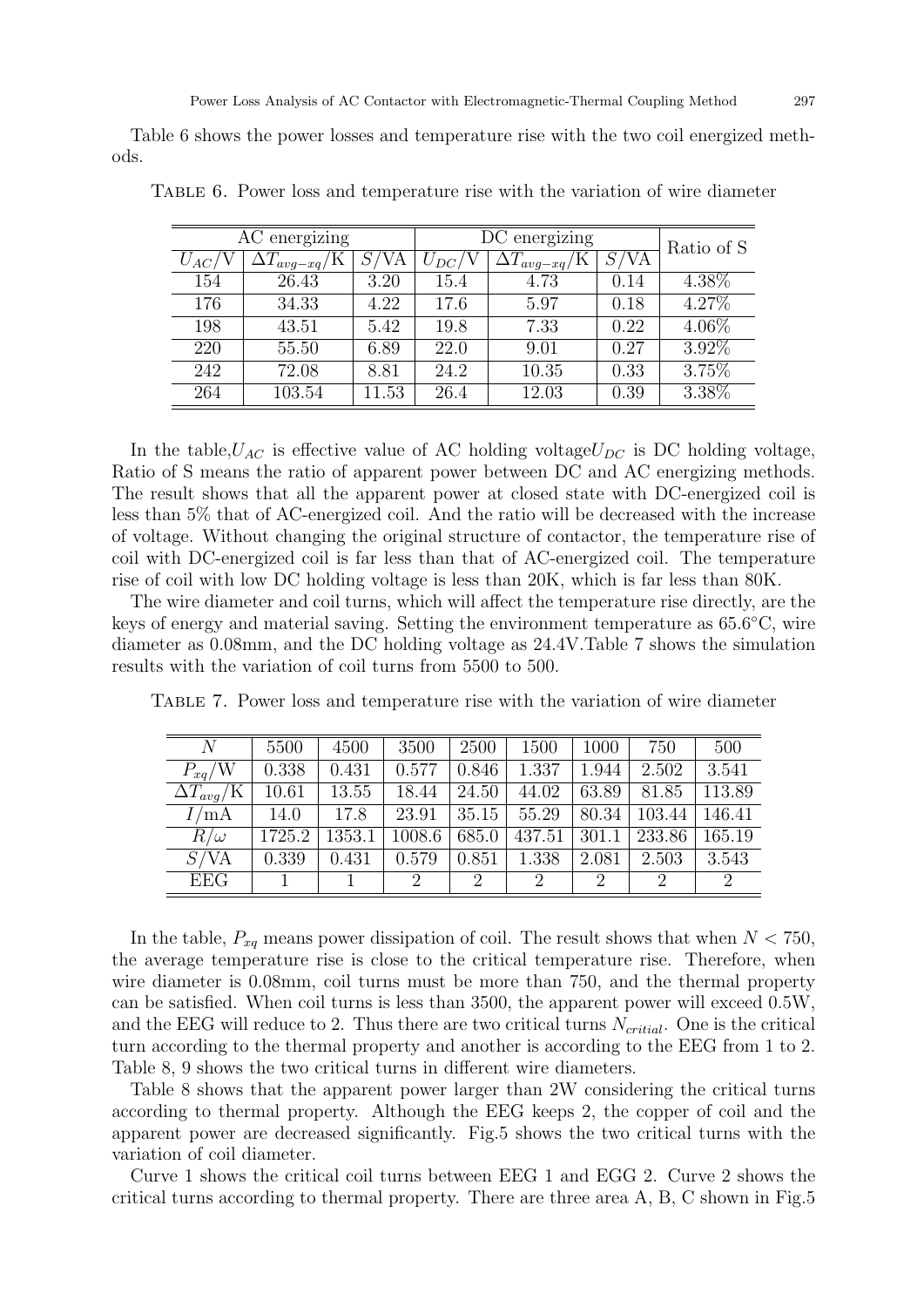Table 6 shows the power losses and temperature rise with the two coil energized methods.

Table 6. Power loss and temperature rise with the variation of wire diameter

| AC energizing | | | DC energizing | | | Ratio of S |
|---|---|---|---|---|---|---|
| $U_{AC}$/V | $\Delta T_{avg-xq}$/K | $S$/VA | $U_{DC}$/V | $\Delta T_{avg-xq}$/K | $S$/VA | |
| 154 | 26.43 | 3.20 | 15.4 | 4.73 | 0.14 | 4.38% |
| 176 | 34.33 | 4.22 | 17.6 | 5.97 | 0.18 | 4.27% |
| 198 | 43.51 | 5.42 | 19.8 | 7.33 | 0.22 | 4.06% |
| 220 | 55.50 | 6.89 | 22.0 | 9.01 | 0.27 | 3.92% |
| 242 | 72.08 | 8.81 | 24.2 | 10.35 | 0.33 | 3.75% |
| 264 | 103.54 | 11.53 | 26.4 | 12.03 | 0.39 | 3.38% |

In the table,$U_{AC}$ is effective value of AC holding voltage$U_{DC}$ is DC holding voltage, Ratio of S means the ratio of apparent power between DC and AC energizing methods. The result shows that all the apparent power at closed state with DC-energized coil is less than 5% that of AC-energized coil. And the ratio will be decreased with the increase of voltage. Without changing the original structure of contactor, the temperature rise of coil with DC-energized coil is far less than that of AC-energized coil. The temperature rise of coil with low DC holding voltage is less than 20K, which is far less than 80K.

The wire diameter and coil turns, which will affect the temperature rise directly, are the keys of energy and material saving. Setting the environment temperature as 65.6°C, wire diameter as 0.08mm, and the DC holding voltage as 24.4V.Table 7 shows the simulation results with the variation of coil turns from 5500 to 500.

Table 7. Power loss and temperature rise with the variation of wire diameter

| $N$ | 5500 | 4500 | 3500 | 2500 | 1500 | 1000 | 750 | 500 |
|---|---|---|---|---|---|---|---|---|
| $P_{xq}$/W | 0.338 | 0.431 | 0.577 | 0.846 | 1.337 | 1.944 | 2.502 | 3.541 |
| $\Delta T_{avg}$/K | 10.61 | 13.55 | 18.44 | 24.50 | 44.02 | 63.89 | 81.85 | 113.89 |
| $I$/mA | 14.0 | 17.8 | 23.91 | 35.15 | 55.29 | 80.34 | 103.44 | 146.41 |
| $R/\omega$ | 1725.2 | 1353.1 | 1008.6 | 685.0 | 437.51 | 301.1 | 233.86 | 165.19 |
| $S$/VA | 0.339 | 0.431 | 0.579 | 0.851 | 1.338 | 2.081 | 2.503 | 3.543 |
| EEG | 1 | 1 | 2 | 2 | 2 | 2 | 2 | 2 |

In the table, $P_{xq}$ means power dissipation of coil. The result shows that when $N < 750$, the average temperature rise is close to the critical temperature rise. Therefore, when wire diameter is 0.08mm, coil turns must be more than 750, and the thermal property can be satisfied. When coil turns is less than 3500, the apparent power will exceed 0.5W, and the EEG will reduce to 2. Thus there are two critical turns $N_{critial}$. One is the critical turn according to the thermal property and another is according to the EEG from 1 to 2. Table 8, 9 shows the two critical turns in different wire diameters.

Table 8 shows that the apparent power larger than 2W considering the critical turns according to thermal property. Although the EEG keeps 2, the copper of coil and the apparent power are decreased significantly. Fig.5 shows the two critical turns with the variation of coil diameter.

Curve 1 shows the critical coil turns between EEG 1 and EGG 2. Curve 2 shows the critical turns according to thermal property. There are three area A, B, C shown in Fig.5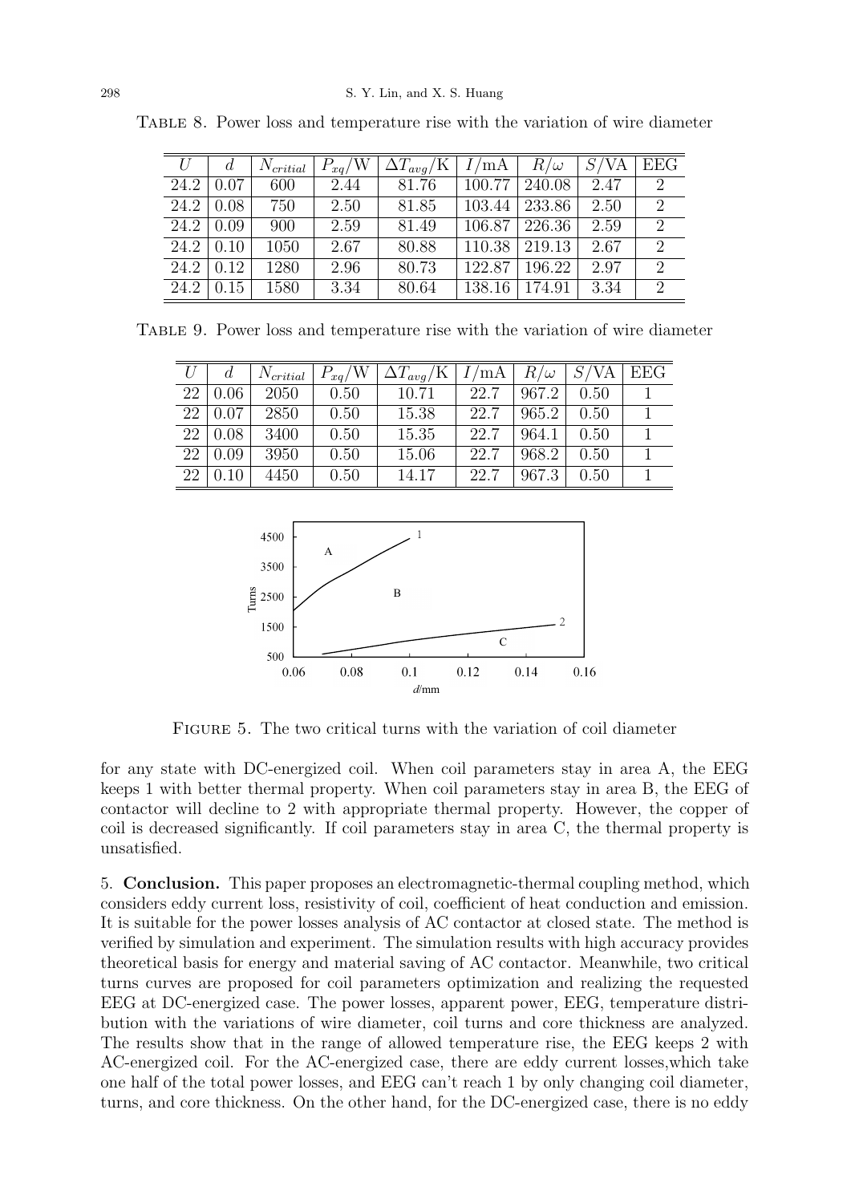Table 8. Power loss and temperature rise with the variation of wire diameter

| $U$ | $d$ | $N_{critial}$ | $P_{xq}$/W | $\Delta T_{avg}$/K | $I$/mA | $R/\omega$ | $S$/VA | EEG |
|---|---|---|---|---|---|---|---|---|
| 24.2 | 0.07 | 600 | 2.44 | 81.76 | 100.77 | 240.08 | 2.47 | 2 |
| 24.2 | 0.08 | 750 | 2.50 | 81.85 | 103.44 | 233.86 | 2.50 | 2 |
| 24.2 | 0.09 | 900 | 2.59 | 81.49 | 106.87 | 226.36 | 2.59 | 2 |
| 24.2 | 0.10 | 1050 | 2.67 | 80.88 | 110.38 | 219.13 | 2.67 | 2 |
| 24.2 | 0.12 | 1280 | 2.96 | 80.73 | 122.87 | 196.22 | 2.97 | 2 |
| 24.2 | 0.15 | 1580 | 3.34 | 80.64 | 138.16 | 174.91 | 3.34 | 2 |

Table 9. Power loss and temperature rise with the variation of wire diameter

| $U$ | $d$ | $N_{critial}$ | $P_{xq}$/W | $\Delta T_{avg}$/K | $I$/mA | $R/\omega$ | $S$/VA | EEG |
|---|---|---|---|---|---|---|---|---|
| 22 | 0.06 | 2050 | 0.50 | 10.71 | 22.7 | 967.2 | 0.50 | 1 |
| 22 | 0.07 | 2850 | 0.50 | 15.38 | 22.7 | 965.2 | 0.50 | 1 |
| 22 | 0.08 | 3400 | 0.50 | 15.35 | 22.7 | 964.1 | 0.50 | 1 |
| 22 | 0.09 | 3950 | 0.50 | 15.06 | 22.7 | 968.2 | 0.50 | 1 |
| 22 | 0.10 | 4450 | 0.50 | 14.17 | 22.7 | 967.3 | 0.50 | 1 |

Figure 5. The two critical turns with the variation of coil diameter

for any state with DC-energized coil. When coil parameters stay in area A, the EEG keeps 1 with better thermal property. When coil parameters stay in area B, the EEG of contactor will decline to 2 with appropriate thermal property. However, the copper of coil is decreased significantly. If coil parameters stay in area C, the thermal property is unsatisfied.

5. **Conclusion.** This paper proposes an electromagnetic-thermal coupling method, which considers eddy current loss, resistivity of coil, coefficient of heat conduction and emission. It is suitable for the power losses analysis of AC contactor at closed state. The method is verified by simulation and experiment. The simulation results with high accuracy provides theoretical basis for energy and material saving of AC contactor. Meanwhile, two critical turns curves are proposed for coil parameters optimization and realizing the requested EEG at DC-energized case. The power losses, apparent power, EEG, temperature distribution with the variations of wire diameter, coil turns and core thickness are analyzed. The results show that in the range of allowed temperature rise, the EEG keeps 2 with AC-energized coil. For the AC-energized case, there are eddy current losses,which take one half of the total power losses, and EEG can't reach 1 by only changing coil diameter, turns, and core thickness. On the other hand, for the DC-energized case, there is no eddy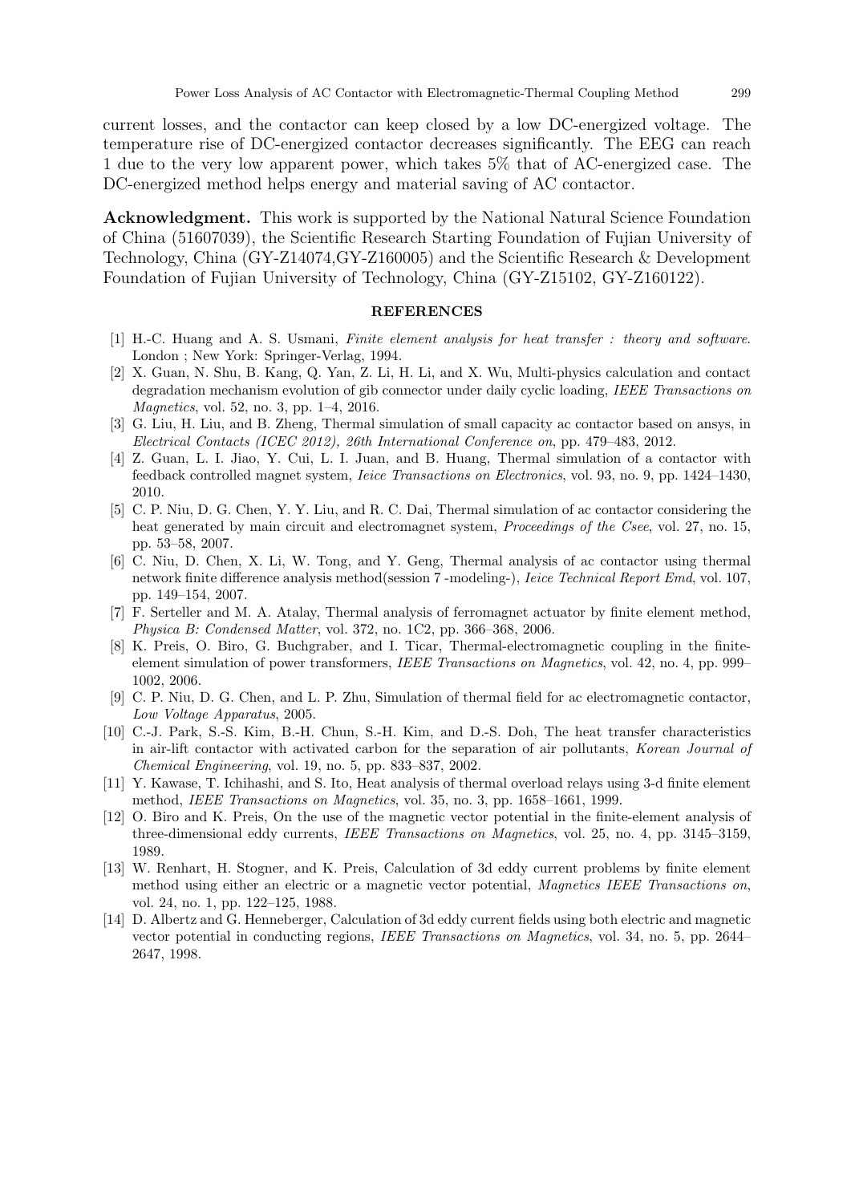current losses, and the contactor can keep closed by a low DC-energized voltage. The temperature rise of DC-energized contactor decreases significantly. The EEG can reach 1 due to the very low apparent power, which takes 5% that of AC-energized case. The DC-energized method helps energy and material saving of AC contactor.

**Acknowledgment.** This work is supported by the National Natural Science Foundation of China (51607039), the Scientific Research Starting Foundation of Fujian University of Technology, China (GY-Z14074,GY-Z160005) and the Scientific Research & Development Foundation of Fujian University of Technology, China (GY-Z15102, GY-Z160122).

## REFERENCES

[1] H.-C. Huang and A. S. Usmani, *Finite element analysis for heat transfer : theory and software*. London ; New York: Springer-Verlag, 1994.

[2] X. Guan, N. Shu, B. Kang, Q. Yan, Z. Li, H. Li, and X. Wu, Multi-physics calculation and contact degradation mechanism evolution of gib connector under daily cyclic loading, *IEEE Transactions on Magnetics*, vol. 52, no. 3, pp. 1–4, 2016.

[3] G. Liu, H. Liu, and B. Zheng, Thermal simulation of small capacity ac contactor based on ansys, in *Electrical Contacts (ICEC 2012), 26th International Conference on*, pp. 479–483, 2012.

[4] Z. Guan, L. I. Jiao, Y. Cui, L. I. Juan, and B. Huang, Thermal simulation of a contactor with feedback controlled magnet system, *Ieice Transactions on Electronics*, vol. 93, no. 9, pp. 1424–1430, 2010.

[5] C. P. Niu, D. G. Chen, Y. Y. Liu, and R. C. Dai, Thermal simulation of ac contactor considering the heat generated by main circuit and electromagnet system, *Proceedings of the Csee*, vol. 27, no. 15, pp. 53–58, 2007.

[6] C. Niu, D. Chen, X. Li, W. Tong, and Y. Geng, Thermal analysis of ac contactor using thermal network finite difference analysis method(session 7 -modeling-), *Ieice Technical Report Emd*, vol. 107, pp. 149–154, 2007.

[7] F. Serteller and M. A. Atalay, Thermal analysis of ferromagnet actuator by finite element method, *Physica B: Condensed Matter*, vol. 372, no. 1C2, pp. 366–368, 2006.

[8] K. Preis, O. Biro, G. Buchgraber, and I. Ticar, Thermal-electromagnetic coupling in the finite-element simulation of power transformers, *IEEE Transactions on Magnetics*, vol. 42, no. 4, pp. 999–1002, 2006.

[9] C. P. Niu, D. G. Chen, and L. P. Zhu, Simulation of thermal field for ac electromagnetic contactor, *Low Voltage Apparatus*, 2005.

[10] C.-J. Park, S.-S. Kim, B.-H. Chun, S.-H. Kim, and D.-S. Doh, The heat transfer characteristics in air-lift contactor with activated carbon for the separation of air pollutants, *Korean Journal of Chemical Engineering*, vol. 19, no. 5, pp. 833–837, 2002.

[11] Y. Kawase, T. Ichihashi, and S. Ito, Heat analysis of thermal overload relays using 3-d finite element method, *IEEE Transactions on Magnetics*, vol. 35, no. 3, pp. 1658–1661, 1999.

[12] O. Biro and K. Preis, On the use of the magnetic vector potential in the finite-element analysis of three-dimensional eddy currents, *IEEE Transactions on Magnetics*, vol. 25, no. 4, pp. 3145–3159, 1989.

[13] W. Renhart, H. Stogner, and K. Preis, Calculation of 3d eddy current problems by finite element method using either an electric or a magnetic vector potential, *Magnetics IEEE Transactions on*, vol. 24, no. 1, pp. 122–125, 1988.

[14] D. Albertz and G. Henneberger, Calculation of 3d eddy current fields using both electric and magnetic vector potential in conducting regions, *IEEE Transactions on Magnetics*, vol. 34, no. 5, pp. 2644–2647, 1998.